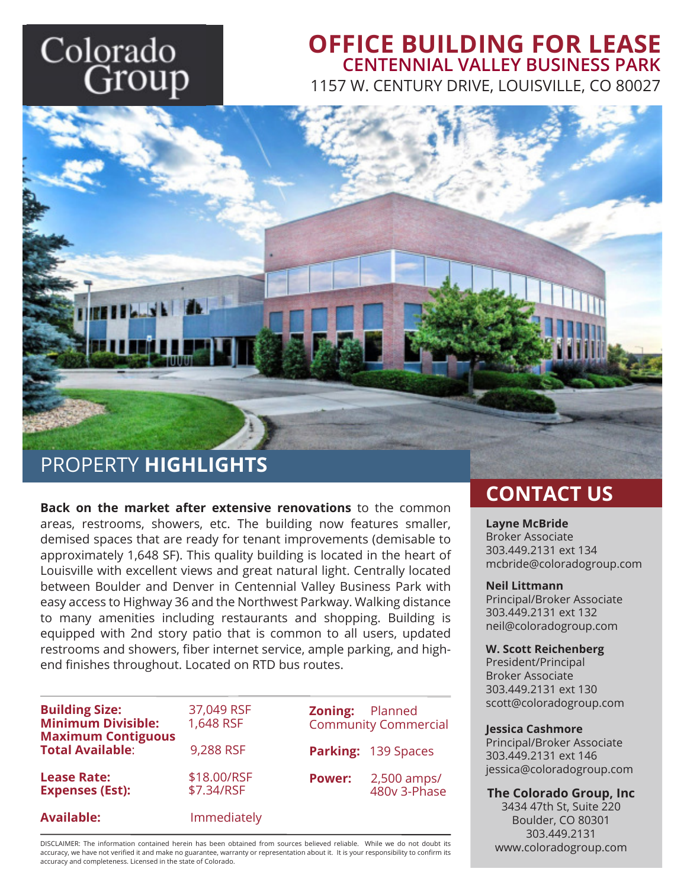Colorado Group

# OFFICE BUILDING FOR LEASE

## CENTENNIAL VALLEY BUSINESS PARK

1157 W. CENTURY DRIVE, LOUISVILLE, CO 80027

## PROPERTY HIGHLIGHTS

**Back on the market after extensive renovations** to the common areas, restrooms, showers, etc. The building now features smaller, demised spaces that are ready for tenant improvements (demisable to approximately 1,648 SF). This quality building is located in the heart of Louisville with excellent views and great natural light. Centrally located between Boulder and Denver in Centennial Valley Business Park with easy access to Highway 36 and the Northwest Parkway. Walking distance to many amenities including restaurants and shopping. Building is equipped with 2nd story patio that is common to all users, updated restrooms and showers, fiber internet service, ample parking, and high-end finishes throughout. Located on RTD bus routes.

| | | | |
|---|---|---|---|
| **Building Size:** | 37,049 RSF | **Zoning:** | Planned Community Commercial |
| **Minimum Divisible:** | 1,648 RSF | | |
| **Maximum Contiguous Total Available:** | 9,288 RSF | **Parking:** | 139 Spaces |
| **Lease Rate:** | $18.00/RSF | **Power:** | 2,500 amps/ 480v 3-Phase |
| **Expenses (Est):** | $7.34/RSF | | |
| **Available:** | Immediately | | |

DISCLAIMER: The information contained herein has been obtained from sources believed reliable. While we do not doubt its accuracy, we have not verified it and make no guarantee, warranty or representation about it. It is your responsibility to confirm its accuracy and completeness. Licensed in the state of Colorado.

## CONTACT US

**Layne McBride**
Broker Associate
303.449.2131 ext 134
mcbride@coloradogroup.com

**Neil Littmann**
Principal/Broker Associate
303.449.2131 ext 132
neil@coloradogroup.com

**W. Scott Reichenberg**
President/Principal
Broker Associate
303.449.2131 ext 130
scott@coloradogroup.com

**Jessica Cashmore**
Principal/Broker Associate
303.449.2131 ext 146
jessica@coloradogroup.com

**The Colorado Group, Inc**
3434 47th St, Suite 220
Boulder, CO 80301
303.449.2131
www.coloradogroup.com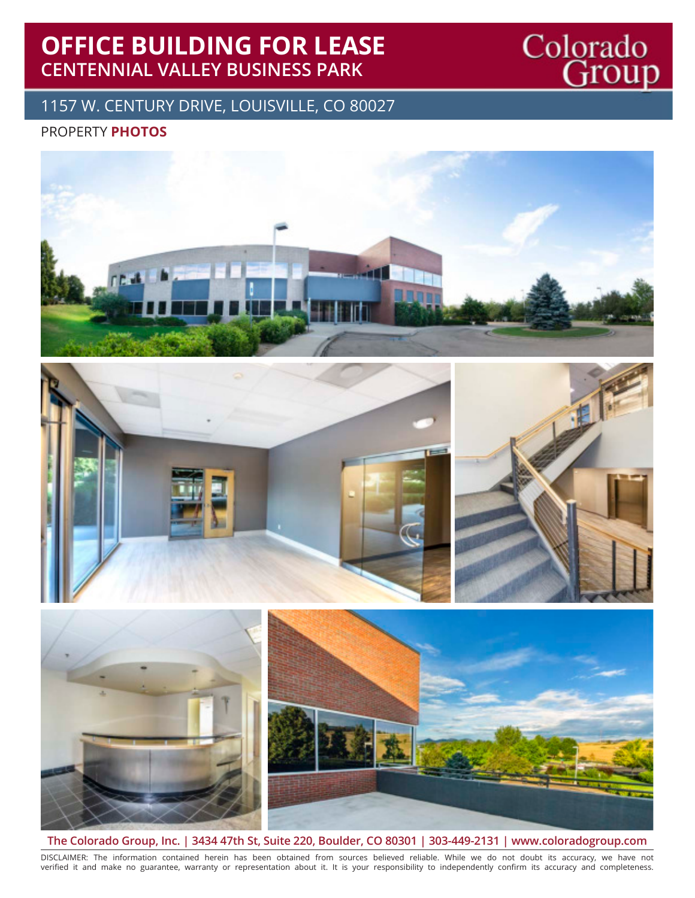# OFFICE BUILDING FOR LEASE
## CENTENNIAL VALLEY BUSINESS PARK

Colorado Group

1157 W. CENTURY DRIVE, LOUISVILLE, CO 80027

PROPERTY **PHOTOS**

**The Colorado Group, Inc. | 3434 47th St, Suite 220, Boulder, CO 80301 | 303-449-2131 | www.coloradogroup.com**

DISCLAIMER: The information contained herein has been obtained from sources believed reliable. While we do not doubt its accuracy, we have not verified it and make no guarantee, warranty or representation about it. It is your responsibility to independently confirm its accuracy and completeness.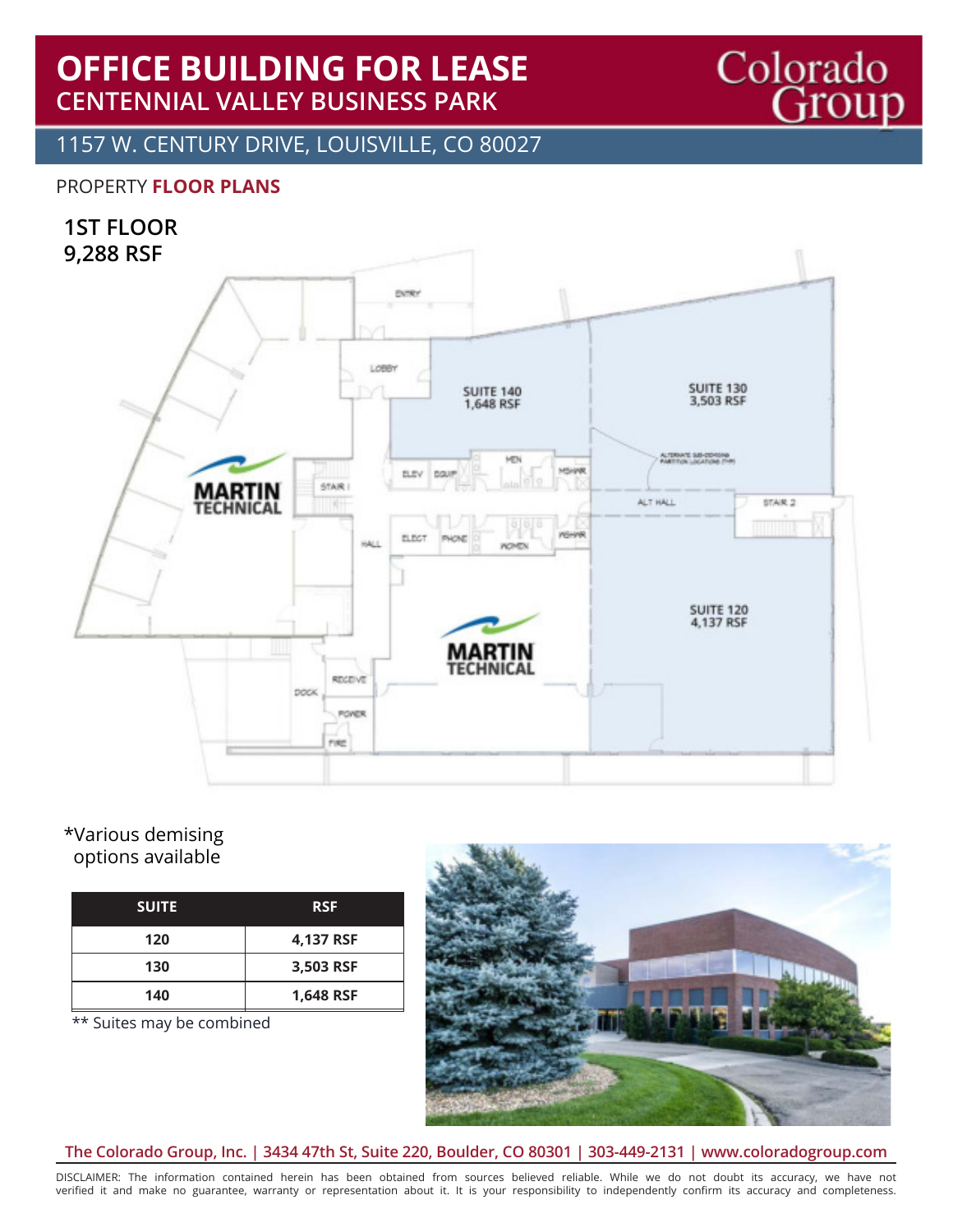# OFFICE BUILDING FOR LEASE

## CENTENNIAL VALLEY BUSINESS PARK

1157 W. CENTURY DRIVE, LOUISVILLE, CO 80027

PROPERTY **FLOOR PLANS**

### 1ST FLOOR
### 9,288 RSF

SUITE 140
1,648 RSF

SUITE 130
3,503 RSF

SUITE 120
4,137 RSF

*Various demising options available

| SUITE | RSF |
|---|---|
| 120 | 4,137 RSF |
| 130 | 3,503 RSF |
| 140 | 1,648 RSF |

** Suites may be combined

The Colorado Group, Inc. | 3434 47th St, Suite 220, Boulder, CO 80301 | 303-449-2131 | www.coloradogroup.com

DISCLAIMER: The information contained herein has been obtained from sources believed reliable. While we do not doubt its accuracy, we have not verified it and make no guarantee, warranty or representation about it. It is your responsibility to independently confirm its accuracy and completeness.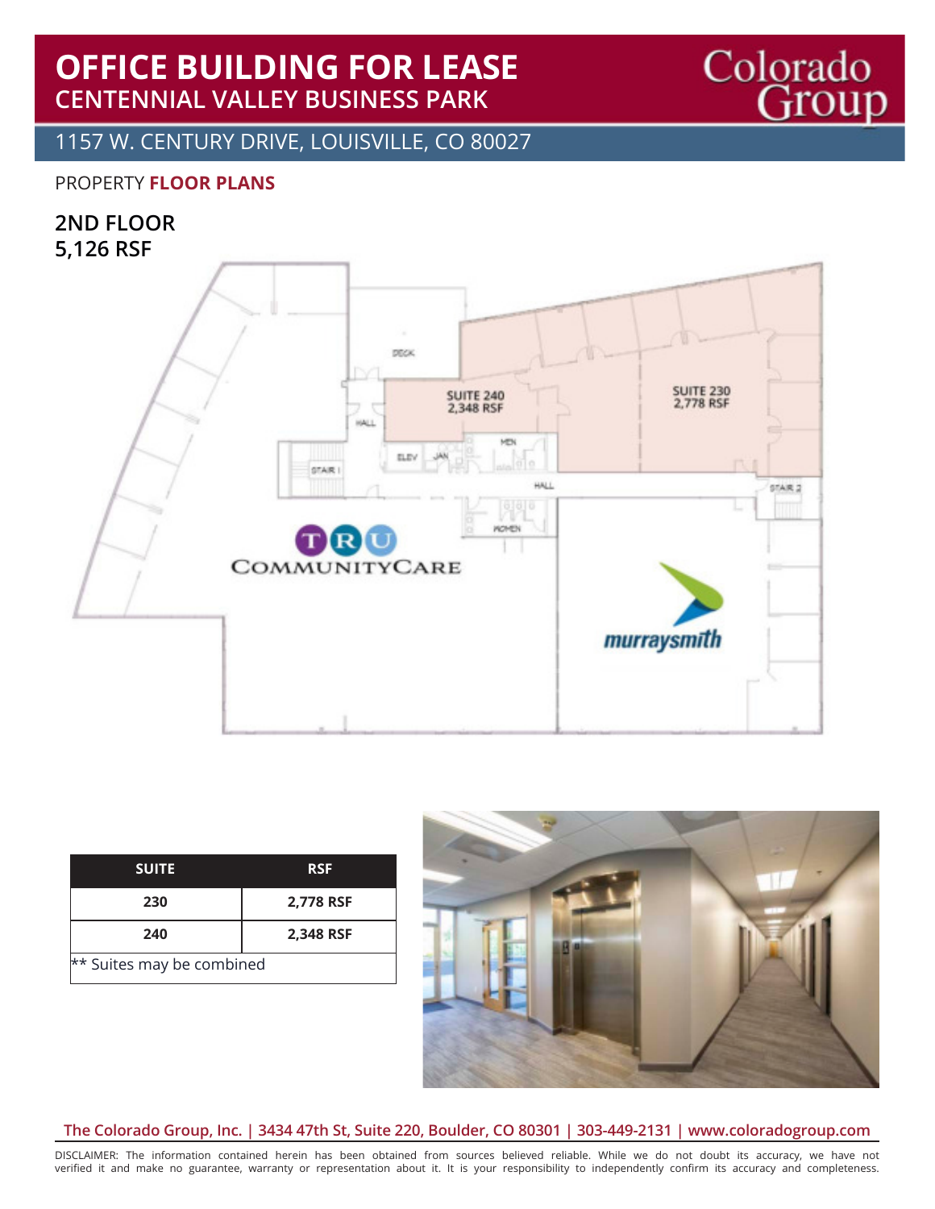# OFFICE BUILDING FOR LEASE

## CENTENNIAL VALLEY BUSINESS PARK

1157 W. CENTURY DRIVE, LOUISVILLE, CO 80027

PROPERTY **FLOOR PLANS**

### 2ND FLOOR
### 5,126 RSF

| SUITE | RSF |
|---|---|
| 230 | 2,778 RSF |
| 240 | 2,348 RSF |
| ** Suites may be combined | |

**The Colorado Group, Inc. | 3434 47th St, Suite 220, Boulder, CO 80301 | 303-449-2131 | www.coloradogroup.com**

DISCLAIMER: The information contained herein has been obtained from sources believed reliable. While we do not doubt its accuracy, we have not verified it and make no guarantee, warranty or representation about it. It is your responsibility to independently confirm its accuracy and completeness.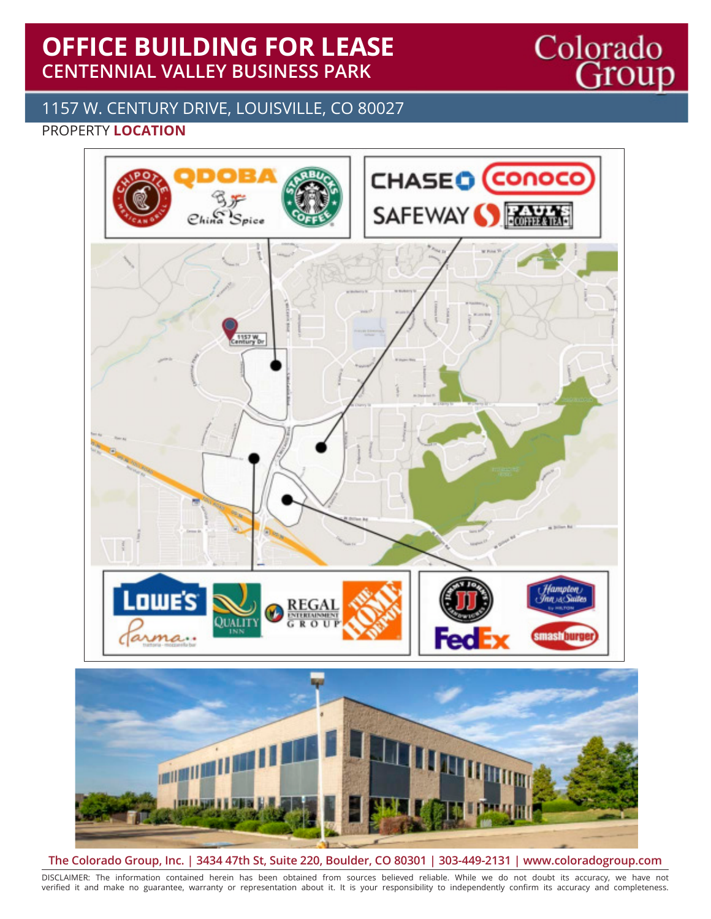# OFFICE BUILDING FOR LEASE
## CENTENNIAL VALLEY BUSINESS PARK

Colorado Group

1157 W. CENTURY DRIVE, LOUISVILLE, CO 80027

PROPERTY **LOCATION**

The Colorado Group, Inc. | 3434 47th St, Suite 220, Boulder, CO 80301 | 303-449-2131 | www.coloradogroup.com

DISCLAIMER: The information contained herein has been obtained from sources believed reliable. While we do not doubt its accuracy, we have not verified it and make no guarantee, warranty or representation about it. It is your responsibility to independently confirm its accuracy and completeness.